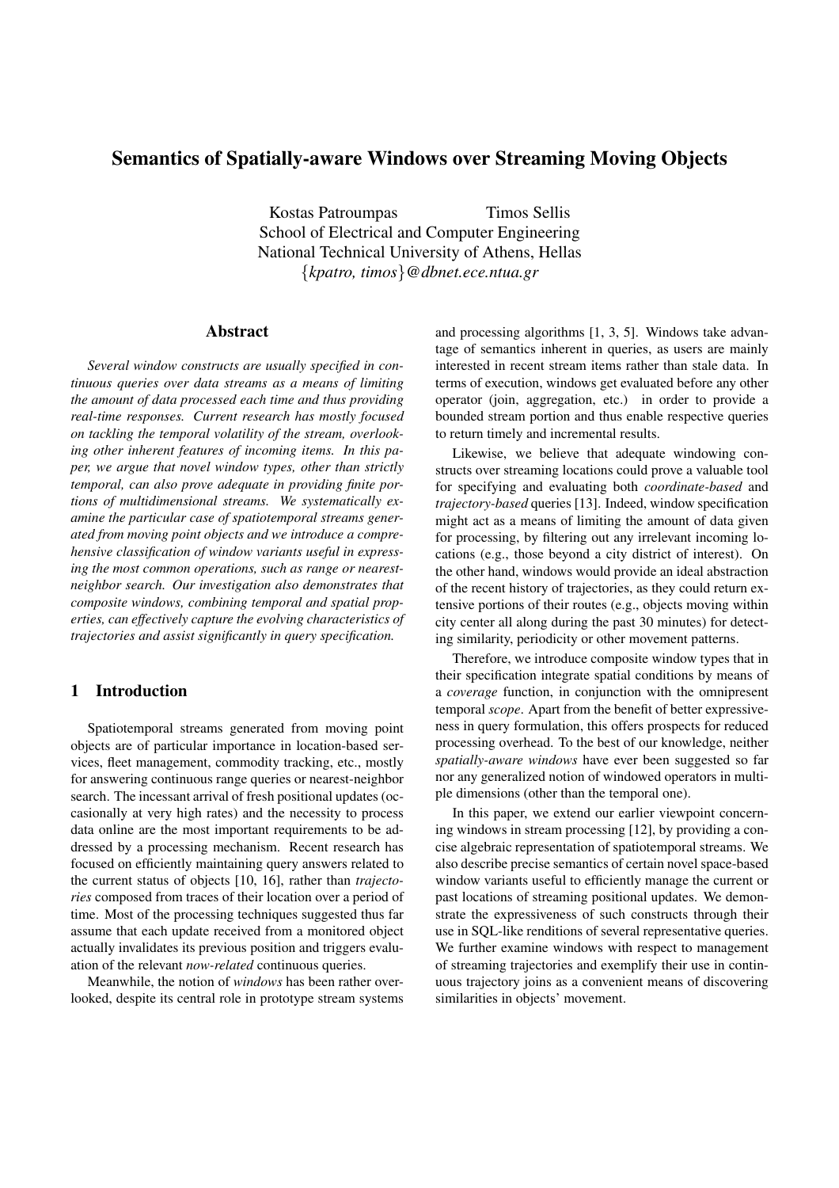# Semantics of Spatially-aware Windows over Streaming Moving Objects

Kostas Patroumpas Timos Sellis
School of Electrical and Computer Engineering
National Technical University of Athens, Hellas
{*kpatro, timos*}@*dbnet.ece.ntua.gr*

## Abstract

*Several window constructs are usually specified in continuous queries over data streams as a means of limiting the amount of data processed each time and thus providing real-time responses. Current research has mostly focused on tackling the temporal volatility of the stream, overlooking other inherent features of incoming items. In this paper, we argue that novel window types, other than strictly temporal, can also prove adequate in providing finite portions of multidimensional streams. We systematically examine the particular case of spatiotemporal streams generated from moving point objects and we introduce a comprehensive classification of window variants useful in expressing the most common operations, such as range or nearest-neighbor search. Our investigation also demonstrates that composite windows, combining temporal and spatial properties, can effectively capture the evolving characteristics of trajectories and assist significantly in query specification.*

## 1 Introduction

Spatiotemporal streams generated from moving point objects are of particular importance in location-based services, fleet management, commodity tracking, etc., mostly for answering continuous range queries or nearest-neighbor search. The incessant arrival of fresh positional updates (occasionally at very high rates) and the necessity to process data online are the most important requirements to be addressed by a processing mechanism. Recent research has focused on efficiently maintaining query answers related to the current status of objects [10, 16], rather than *trajectories* composed from traces of their location over a period of time. Most of the processing techniques suggested thus far assume that each update received from a monitored object actually invalidates its previous position and triggers evaluation of the relevant *now-related* continuous queries.

Meanwhile, the notion of *windows* has been rather overlooked, despite its central role in prototype stream systems and processing algorithms [1, 3, 5]. Windows take advantage of semantics inherent in queries, as users are mainly interested in recent stream items rather than stale data. In terms of execution, windows get evaluated before any other operator (join, aggregation, etc.) in order to provide a bounded stream portion and thus enable respective queries to return timely and incremental results.

Likewise, we believe that adequate windowing constructs over streaming locations could prove a valuable tool for specifying and evaluating both *coordinate-based* and *trajectory-based* queries [13]. Indeed, window specification might act as a means of limiting the amount of data given for processing, by filtering out any irrelevant incoming locations (e.g., those beyond a city district of interest). On the other hand, windows would provide an ideal abstraction of the recent history of trajectories, as they could return extensive portions of their routes (e.g., objects moving within city center all along during the past 30 minutes) for detecting similarity, periodicity or other movement patterns.

Therefore, we introduce composite window types that in their specification integrate spatial conditions by means of a *coverage* function, in conjunction with the omnipresent temporal *scope*. Apart from the benefit of better expressiveness in query formulation, this offers prospects for reduced processing overhead. To the best of our knowledge, neither *spatially-aware windows* have ever been suggested so far nor any generalized notion of windowed operators in multiple dimensions (other than the temporal one).

In this paper, we extend our earlier viewpoint concerning windows in stream processing [12], by providing a concise algebraic representation of spatiotemporal streams. We also describe precise semantics of certain novel space-based window variants useful to efficiently manage the current or past locations of streaming positional updates. We demonstrate the expressiveness of such constructs through their use in SQL-like renditions of several representative queries. We further examine windows with respect to management of streaming trajectories and exemplify their use in continuous trajectory joins as a convenient means of discovering similarities in objects' movement.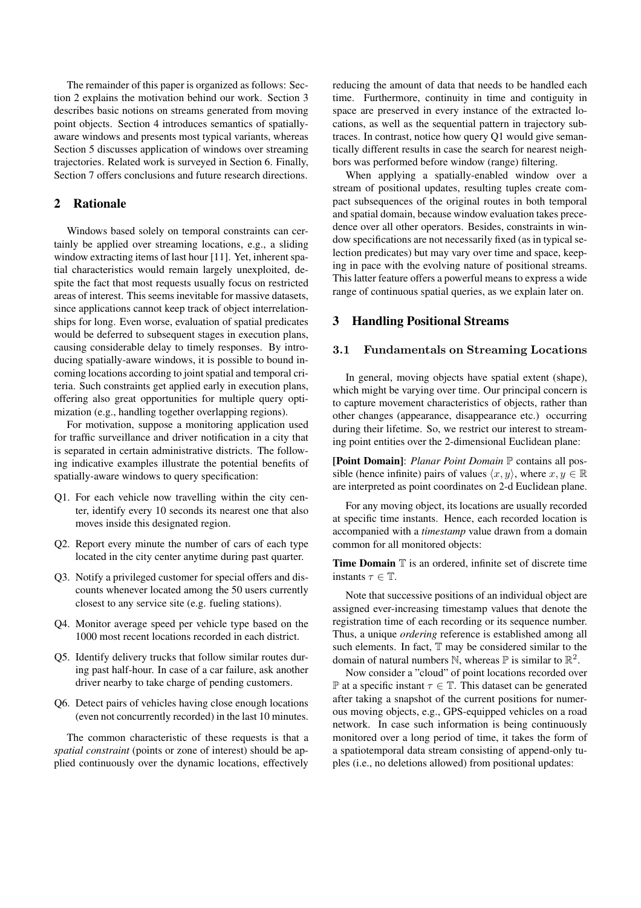The remainder of this paper is organized as follows: Section 2 explains the motivation behind our work. Section 3 describes basic notions on streams generated from moving point objects. Section 4 introduces semantics of spatially-aware windows and presents most typical variants, whereas Section 5 discusses application of windows over streaming trajectories. Related work is surveyed in Section 6. Finally, Section 7 offers conclusions and future research directions.

## 2 Rationale

Windows based solely on temporal constraints can certainly be applied over streaming locations, e.g., a sliding window extracting items of last hour [11]. Yet, inherent spatial characteristics would remain largely unexploited, despite the fact that most requests usually focus on restricted areas of interest. This seems inevitable for massive datasets, since applications cannot keep track of object interrelationships for long. Even worse, evaluation of spatial predicates would be deferred to subsequent stages in execution plans, causing considerable delay to timely responses. By introducing spatially-aware windows, it is possible to bound incoming locations according to joint spatial and temporal criteria. Such constraints get applied early in execution plans, offering also great opportunities for multiple query optimization (e.g., handling together overlapping regions).

For motivation, suppose a monitoring application used for traffic surveillance and driver notification in a city that is separated in certain administrative districts. The following indicative examples illustrate the potential benefits of spatially-aware windows to query specification:

- Q1. For each vehicle now travelling within the city center, identify every 10 seconds its nearest one that also moves inside this designated region.
- Q2. Report every minute the number of cars of each type located in the city center anytime during past quarter.
- Q3. Notify a privileged customer for special offers and discounts whenever located among the 50 users currently closest to any service site (e.g. fueling stations).
- Q4. Monitor average speed per vehicle type based on the 1000 most recent locations recorded in each district.
- Q5. Identify delivery trucks that follow similar routes during past half-hour. In case of a car failure, ask another driver nearby to take charge of pending customers.
- Q6. Detect pairs of vehicles having close enough locations (even not concurrently recorded) in the last 10 minutes.

The common characteristic of these requests is that a *spatial constraint* (points or zone of interest) should be applied continuously over the dynamic locations, effectively reducing the amount of data that needs to be handled each time. Furthermore, continuity in time and contiguity in space are preserved in every instance of the extracted locations, as well as the sequential pattern in trajectory subtraces. In contrast, notice how query Q1 would give semantically different results in case the search for nearest neighbors was performed before window (range) filtering.

When applying a spatially-enabled window over a stream of positional updates, resulting tuples create compact subsequences of the original routes in both temporal and spatial domain, because window evaluation takes precedence over all other operators. Besides, constraints in window specifications are not necessarily fixed (as in typical selection predicates) but may vary over time and space, keeping in pace with the evolving nature of positional streams. This latter feature offers a powerful means to express a wide range of continuous spatial queries, as we explain later on.

## 3 Handling Positional Streams

### 3.1 Fundamentals on Streaming Locations

In general, moving objects have spatial extent (shape), which might be varying over time. Our principal concern is to capture movement characteristics of objects, rather than other changes (appearance, disappearance etc.) occurring during their lifetime. So, we restrict our interest to streaming point entities over the 2-dimensional Euclidean plane:

**[Point Domain]**: *Planar Point Domain* $\mathbb{P}$ contains all possible (hence infinite) pairs of values $\langle x, y\rangle$, where $x, y \in \mathbb{R}$ are interpreted as point coordinates on 2-d Euclidean plane.

For any moving object, its locations are usually recorded at specific time instants. Hence, each recorded location is accompanied with a *timestamp* value drawn from a domain common for all monitored objects:

**Time Domain** $\mathbb{T}$ is an ordered, infinite set of discrete time instants $\tau \in \mathbb{T}$.

Note that successive positions of an individual object are assigned ever-increasing timestamp values that denote the registration time of each recording or its sequence number. Thus, a unique *ordering* reference is established among all such elements. In fact, $\mathbb{T}$ may be considered similar to the domain of natural numbers $\mathbb{N}$, whereas $\mathbb{P}$ is similar to $\mathbb{R}^2$.

Now consider a "cloud" of point locations recorded over $\mathbb{P}$ at a specific instant $\tau \in \mathbb{T}$. This dataset can be generated after taking a snapshot of the current positions for numerous moving objects, e.g., GPS-equipped vehicles on a road network. In case such information is being continuously monitored over a long period of time, it takes the form of a spatiotemporal data stream consisting of append-only tuples (i.e., no deletions allowed) from positional updates: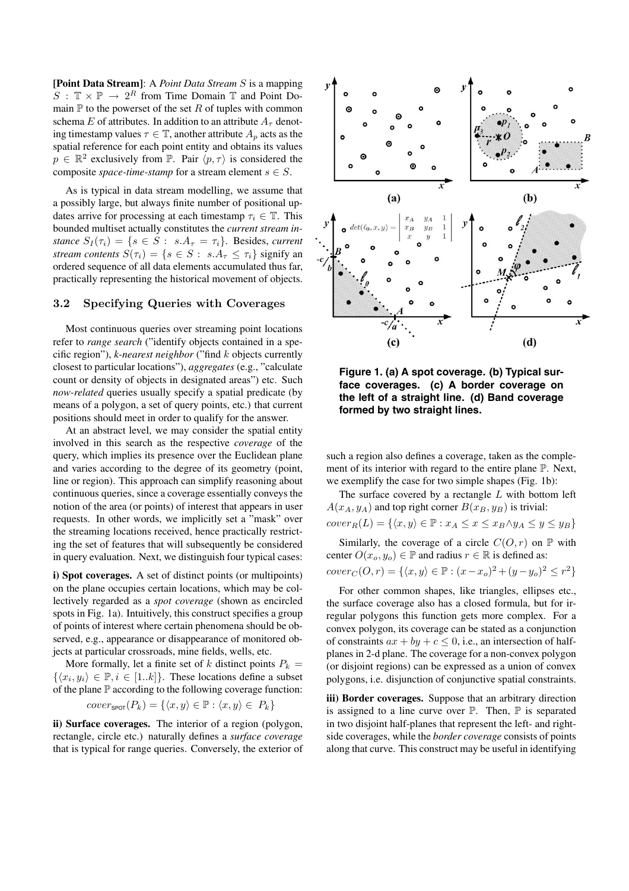**[Point Data Stream]**: A *Point Data Stream* $S$ is a mapping $S : \mathbb{T} \times \mathbb{P} \rightarrow 2^R$ from Time Domain $\mathbb{T}$ and Point Domain $\mathbb{P}$ to the powerset of the set $R$ of tuples with common schema $E$ of attributes. In addition to an attribute $A_\tau$ denoting timestamp values $\tau \in \mathbb{T}$, another attribute $A_p$ acts as the spatial reference for each point entity and obtains its values $p \in \mathbb{R}^2$ exclusively from $\mathbb{P}$. Pair $\langle p, \tau \rangle$ is considered the composite *space-time-stamp* for a stream element $s \in S$.

As is typical in data stream modelling, we assume that a possibly large, but always finite number of positional updates arrive for processing at each timestamp $\tau_i \in \mathbb{T}$. This bounded multiset actually constitutes the *current stream instance* $S_I(\tau_i) = \{s \in S : s.A_\tau = \tau_i\}$. Besides, *current stream contents* $S(\tau_i) = \{s \in S : s.A_\tau \leq \tau_i\}$ signify an ordered sequence of all data elements accumulated thus far, practically representing the historical movement of objects.

### 3.2 Specifying Queries with Coverages

Most continuous queries over streaming point locations refer to *range search* ("identify objects contained in a specific region"), *k-nearest neighbor* ("find $k$ objects currently closest to particular locations"), *aggregates* (e.g., "calculate count or density of objects in designated areas") etc. Such *now-related* queries usually specify a spatial predicate (by means of a polygon, a set of query points, etc.) that current positions should meet in order to qualify for the answer.

At an abstract level, we may consider the spatial entity involved in this search as the respective *coverage* of the query, which implies its presence over the Euclidean plane and varies according to the degree of its geometry (point, line or region). This approach can simplify reasoning about continuous queries, since a coverage essentially conveys the notion of the area (or points) of interest that appears in user requests. In other words, we implicitly set a "mask" over the streaming locations received, hence practically restricting the set of features that will subsequently be considered in query evaluation. Next, we distinguish four typical cases:

**i) Spot coverages.** A set of distinct points (or multipoints) on the plane occupies certain locations, which may be collectively regarded as a *spot coverage* (shown as encircled spots in Fig. 1a). Intuitively, this construct specifies a group of points of interest where certain phenomena should be observed, e.g., appearance or disappearance of monitored objects at particular crossroads, mine fields, wells, etc.

More formally, let a finite set of $k$ distinct points $P_k = \{\langle x_i, y_i \rangle \in \mathbb{P}, i \in [1..k]\}$. These locations define a subset of the plane $\mathbb{P}$ according to the following coverage function:

$$cover_{\text{SPOT}}(P_k) = \{\langle x, y \rangle \in \mathbb{P} : \langle x, y \rangle \in P_k\}$$

**ii) Surface coverages.** The interior of a region (polygon, rectangle, circle etc.) naturally defines a *surface coverage* that is typical for range queries. Conversely, the exterior of such a region also defines a coverage, taken as the complement of its interior with regard to the entire plane $\mathbb{P}$. Next, we exemplify the case for two simple shapes (Fig. 1b):

**Figure 1. (a) A spot coverage. (b) Typical surface coverages. (c) A border coverage on the left of a straight line. (d) Band coverage formed by two straight lines.**

The surface covered by a rectangle $L$ with bottom left $A(x_A, y_A)$ and top right corner $B(x_B, y_B)$ is trivial:

$$cover_R(L) = \{\langle x, y \rangle \in \mathbb{P} : x_A \leq x \leq x_B \wedge y_A \leq y \leq y_B\}$$

Similarly, the coverage of a circle $C(O, r)$ on $\mathbb{P}$ with center $O(x_o, y_o) \in \mathbb{P}$ and radius $r \in \mathbb{R}$ is defined as:

$$cover_C(O, r) = \{\langle x, y \rangle \in \mathbb{P} : (x - x_o)^2 + (y - y_o)^2 \leq r^2\}$$

For other common shapes, like triangles, ellipses etc., the surface coverage also has a closed formula, but for irregular polygons this function gets more complex. For a convex polygon, its coverage can be stated as a conjunction of constraints $ax + by + c \leq 0$, i.e., an intersection of half-planes in 2-d plane. The coverage for a non-convex polygon (or disjoint regions) can be expressed as a union of convex polygons, i.e. disjunction of conjunctive spatial constraints.

**iii) Border coverages.** Suppose that an arbitrary direction is assigned to a line curve over $\mathbb{P}$. Then, $\mathbb{P}$ is separated in two disjoint half-planes that represent the left- and right-side coverages, while the *border coverage* consists of points along that curve. This construct may be useful in identifying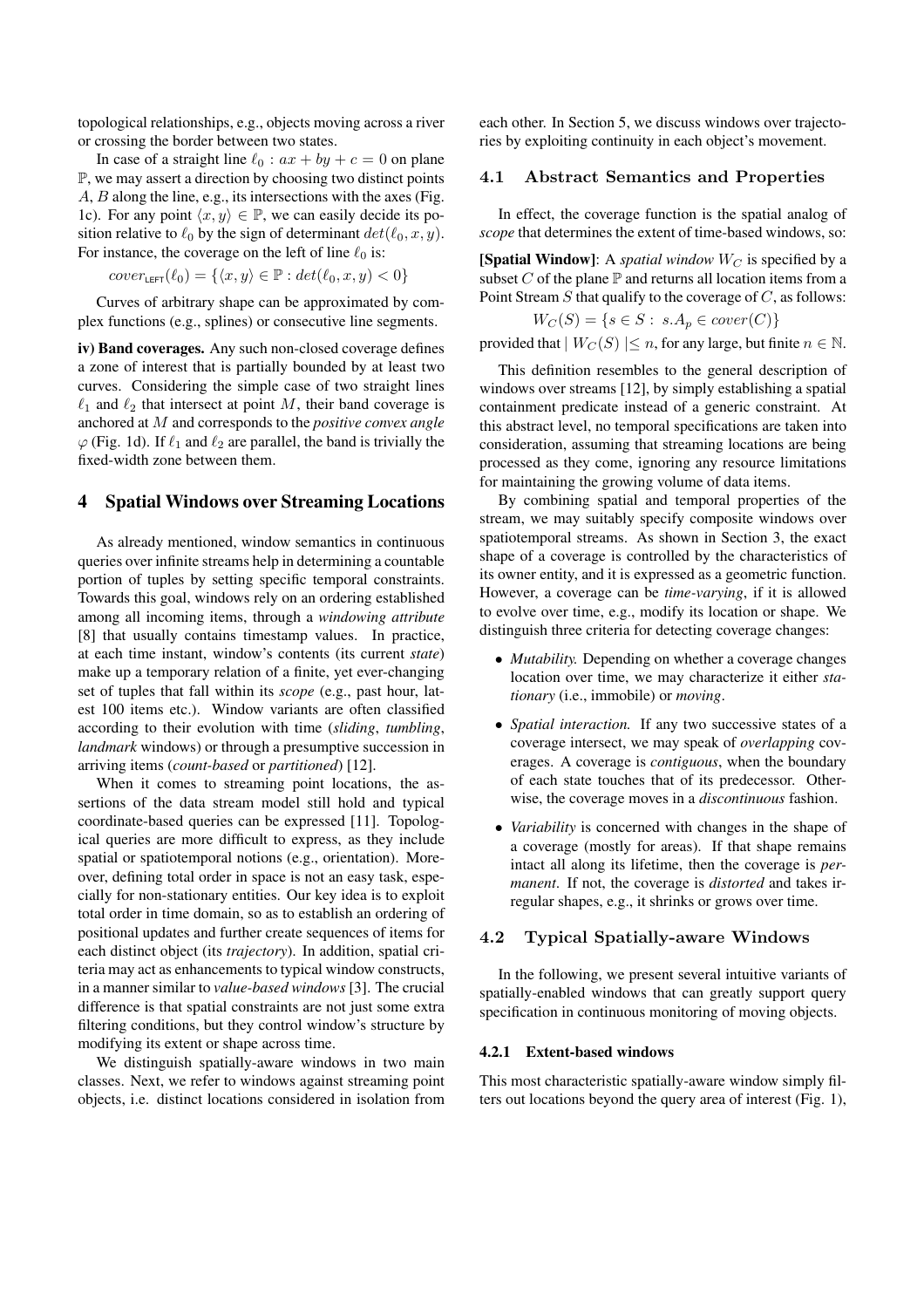topological relationships, e.g., objects moving across a river or crossing the border between two states.

In case of a straight line $\ell_0 : ax + by + c = 0$ on plane $\mathbb{P}$, we may assert a direction by choosing two distinct points $A$, $B$ along the line, e.g., its intersections with the axes (Fig. 1c). For any point $\langle x, y\rangle \in \mathbb{P}$, we can easily decide its position relative to $\ell_0$ by the sign of determinant $det(\ell_0, x, y)$. For instance, the coverage on the left of line $\ell_0$ is:

$$cover_{\text{LEFT}}(\ell_0) = \{\langle x, y\rangle \in \mathbb{P} : det(\ell_0, x, y) < 0\}$$

Curves of arbitrary shape can be approximated by complex functions (e.g., splines) or consecutive line segments.

**iv) Band coverages.** Any such non-closed coverage defines a zone of interest that is partially bounded by at least two curves. Considering the simple case of two straight lines $\ell_1$ and $\ell_2$ that intersect at point $M$, their band coverage is anchored at $M$ and corresponds to the *positive convex angle* $\varphi$ (Fig. 1d). If $\ell_1$ and $\ell_2$ are parallel, the band is trivially the fixed-width zone between them.

## 4 Spatial Windows over Streaming Locations

As already mentioned, window semantics in continuous queries over infinite streams help in determining a countable portion of tuples by setting specific temporal constraints. Towards this goal, windows rely on an ordering established among all incoming items, through a *windowing attribute* [8] that usually contains timestamp values. In practice, at each time instant, window's contents (its current *state*) make up a temporary relation of a finite, yet ever-changing set of tuples that fall within its *scope* (e.g., past hour, latest 100 items etc.). Window variants are often classified according to their evolution with time (*sliding*, *tumbling*, *landmark* windows) or through a presumptive succession in arriving items (*count-based* or *partitioned*) [12].

When it comes to streaming point locations, the assertions of the data stream model still hold and typical coordinate-based queries can be expressed [11]. Topological queries are more difficult to express, as they include spatial or spatiotemporal notions (e.g., orientation). Moreover, defining total order in space is not an easy task, especially for non-stationary entities. Our key idea is to exploit total order in time domain, so as to establish an ordering of positional updates and further create sequences of items for each distinct object (its *trajectory*). In addition, spatial criteria may act as enhancements to typical window constructs, in a manner similar to *value-based windows* [3]. The crucial difference is that spatial constraints are not just some extra filtering conditions, but they control window's structure by modifying its extent or shape across time.

We distinguish spatially-aware windows in two main classes. Next, we refer to windows against streaming point objects, i.e. distinct locations considered in isolation from each other. In Section 5, we discuss windows over trajectories by exploiting continuity in each object's movement.

### 4.1 Abstract Semantics and Properties

In effect, the coverage function is the spatial analog of *scope* that determines the extent of time-based windows, so:

**[Spatial Window]**: A *spatial window* $W_C$ is specified by a subset $C$ of the plane $\mathbb{P}$ and returns all location items from a Point Stream $S$ that qualify to the coverage of $C$, as follows:

$$W_C(S) = \{s \in S : s.A_p \in cover(C)\}$$

provided that $\mid W_C(S) \mid \leq n$, for any large, but finite $n \in \mathbb{N}$.

This definition resembles to the general description of windows over streams [12], by simply establishing a spatial containment predicate instead of a generic constraint. At this abstract level, no temporal specifications are taken into consideration, assuming that streaming locations are being processed as they come, ignoring any resource limitations for maintaining the growing volume of data items.

By combining spatial and temporal properties of the stream, we may suitably specify composite windows over spatiotemporal streams. As shown in Section 3, the exact shape of a coverage is controlled by the characteristics of its owner entity, and it is expressed as a geometric function. However, a coverage can be *time-varying*, if it is allowed to evolve over time, e.g., modify its location or shape. We distinguish three criteria for detecting coverage changes:

- *Mutability.* Depending on whether a coverage changes location over time, we may characterize it either *stationary* (i.e., immobile) or *moving*.
- *Spatial interaction.* If any two successive states of a coverage intersect, we may speak of *overlapping* coverages. A coverage is *contiguous*, when the boundary of each state touches that of its predecessor. Otherwise, the coverage moves in a *discontinuous* fashion.
- *Variability* is concerned with changes in the shape of a coverage (mostly for areas). If that shape remains intact all along its lifetime, then the coverage is *permanent*. If not, the coverage is *distorted* and takes irregular shapes, e.g., it shrinks or grows over time.

### 4.2 Typical Spatially-aware Windows

In the following, we present several intuitive variants of spatially-enabled windows that can greatly support query specification in continuous monitoring of moving objects.

#### 4.2.1 Extent-based windows

This most characteristic spatially-aware window simply filters out locations beyond the query area of interest (Fig. 1),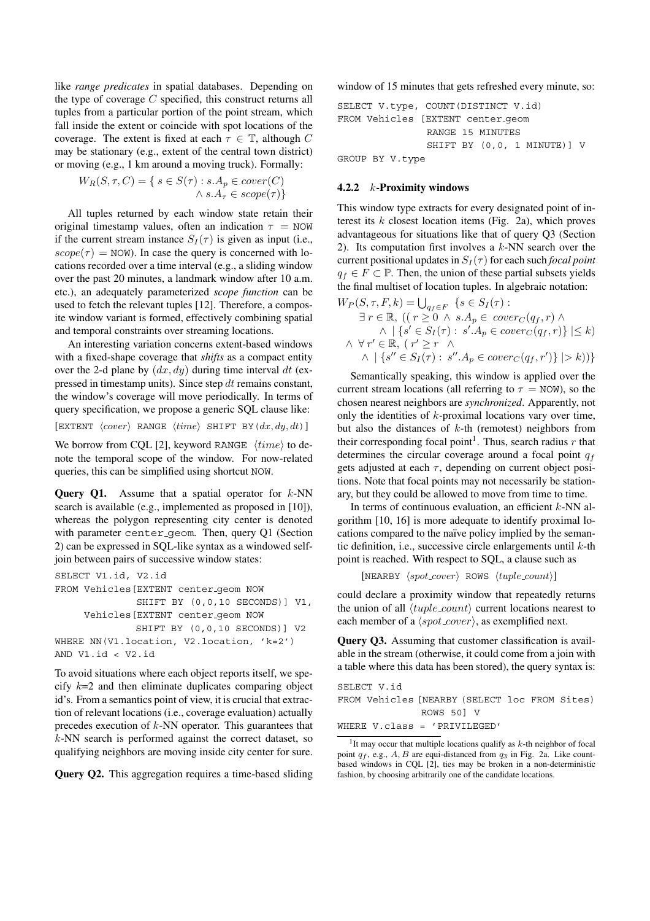like *range predicates* in spatial databases. Depending on the type of coverage $C$ specified, this construct returns all tuples from a particular portion of the point stream, which fall inside the extent or coincide with spot locations of the coverage. The extent is fixed at each $\tau \in \mathbb{T}$, although $C$ may be stationary (e.g., extent of the central town district) or moving (e.g., 1 km around a moving truck). Formally:

$$W_R(S, \tau, C) = \{\, s \in S(\tau) : s.A_p \in cover(C) \wedge s.A_\tau \in scope(\tau)\}$$

All tuples returned by each window state retain their original timestamp values, often an indication $\tau$ = NOW if the current stream instance $S_I(\tau)$ is given as input (i.e., $scope(\tau)$ = NOW). In case the query is concerned with locations recorded over a time interval (e.g., a sliding window over the past 20 minutes, a landmark window after 10 a.m. etc.), an adequately parameterized *scope function* can be used to fetch the relevant tuples [12]. Therefore, a composite window variant is formed, effectively combining spatial and temporal constraints over streaming locations.

An interesting variation concerns extent-based windows with a fixed-shape coverage that *shifts* as a compact entity over the 2-d plane by $(dx, dy)$ during time interval $dt$ (expressed in timestamp units). Since step $dt$ remains constant, the window's coverage will move periodically. In terms of query specification, we propose a generic SQL clause like:

[EXTENT $\langle cover \rangle$ RANGE $\langle time \rangle$ SHIFT BY$(dx, dy, dt)$]

We borrow from CQL [2], keyword RANGE $\langle time \rangle$ to denote the temporal scope of the window. For now-related queries, this can be simplified using shortcut NOW.

**Query Q1.** Assume that a spatial operator for $k$-NN search is available (e.g., implemented as proposed in [10]), whereas the polygon representing city center is denoted with parameter center_geom. Then, query Q1 (Section 2) can be expressed in SQL-like syntax as a windowed self-join between pairs of successive window states:

```
SELECT V1.id, V2.id
FROM Vehicles[EXTENT center_geom NOW
              SHIFT BY (0,0,10 SECONDS)] V1,
     Vehicles[EXTENT center_geom NOW
              SHIFT BY (0,0,10 SECONDS)] V2
WHERE NN(V1.location, V2.location, 'k=2')
AND V1.id < V2.id
```

To avoid situations where each object reports itself, we specify $k$=2 and then eliminate duplicates comparing object id's. From a semantics point of view, it is crucial that extraction of relevant locations (i.e., coverage evaluation) actually precedes execution of $k$-NN operator. This guarantees that $k$-NN search is performed against the correct dataset, so qualifying neighbors are moving inside city center for sure.

**Query Q2.** This aggregation requires a time-based sliding window of 15 minutes that gets refreshed every minute, so:

```
SELECT V.type, COUNT(DISTINCT V.id)
FROM Vehicles [EXTENT center_geom
               RANGE 15 MINUTES
               SHIFT BY (0,0, 1 MINUTE)] V
GROUP BY V.type
```

#### 4.2.2 $k$-Proximity windows

This window type extracts for every designated point of interest its $k$ closest location items (Fig. 2a), which proves advantageous for situations like that of query Q3 (Section 2). Its computation first involves a $k$-NN search over the current positional updates in $S_I(\tau)$ for each such *focal point* $q_f \in F \subset \mathbb{P}$. Then, the union of these partial subsets yields the final multiset of location tuples. In algebraic notation:

$$\begin{aligned}W_P(S, \tau, F, k) = \bigcup_{q_f \in F} \ \{ & s \in S_I(\tau) : \\ & \exists\, r \in \mathbb{R},\ ((\, r \geq 0 \ \wedge\ s.A_p \in\ cover_C(q_f, r)\ \wedge \\ & \quad \wedge\ |\, \{s' \in S_I(\tau) :\ s'.A_p \in cover_C(q_f, r)\}\, | \leq k) \\ & \wedge\ \forall\, r' \in \mathbb{R},\ (\, r' \geq r \ \ \wedge \\ & \quad \wedge\ |\, \{s'' \in S_I(\tau) :\ s''.A_p \in cover_C(q_f, r')\}\, | > k))\}\end{aligned}$$

Semantically speaking, this window is applied over the current stream locations (all referring to $\tau$ = NOW), so the chosen nearest neighbors are *synchronized*. Apparently, not only the identities of $k$-proximal locations vary over time, but also the distances of $k$-th (remotest) neighbors from their corresponding focal point[1]. Thus, search radius $r$ that determines the circular coverage around a focal point $q_f$ gets adjusted at each $\tau$, depending on current object positions. Note that focal points may not necessarily be stationary, but they could be allowed to move from time to time.

In terms of continuous evaluation, an efficient $k$-NN algorithm [10, 16] is more adequate to identify proximal locations compared to the naïve policy implied by the semantic definition, i.e., successive circle enlargements until $k$-th point is reached. With respect to SQL, a clause such as

[NEARBY $\langle spot\_cover \rangle$ ROWS $\langle tuple\_count \rangle$]

could declare a proximity window that repeatedly returns the union of all $\langle tuple\_count \rangle$ current locations nearest to each member of a $\langle spot\_cover \rangle$, as exemplified next.

**Query Q3.** Assuming that customer classification is available in the stream (otherwise, it could come from a join with a table where this data has been stored), the query syntax is:

```
SELECT V.id
FROM Vehicles [NEARBY (SELECT loc FROM Sites)
              ROWS 50] V
WHERE V.class = 'PRIVILEGED'
```

[1] It may occur that multiple locations qualify as $k$-th neighbor of focal point $q_f$, e.g., $A$, $B$ are equi-distanced from $q_3$ in Fig. 2a. Like count-based windows in CQL [2], ties may be broken in a non-deterministic fashion, by choosing arbitrarily one of the candidate locations.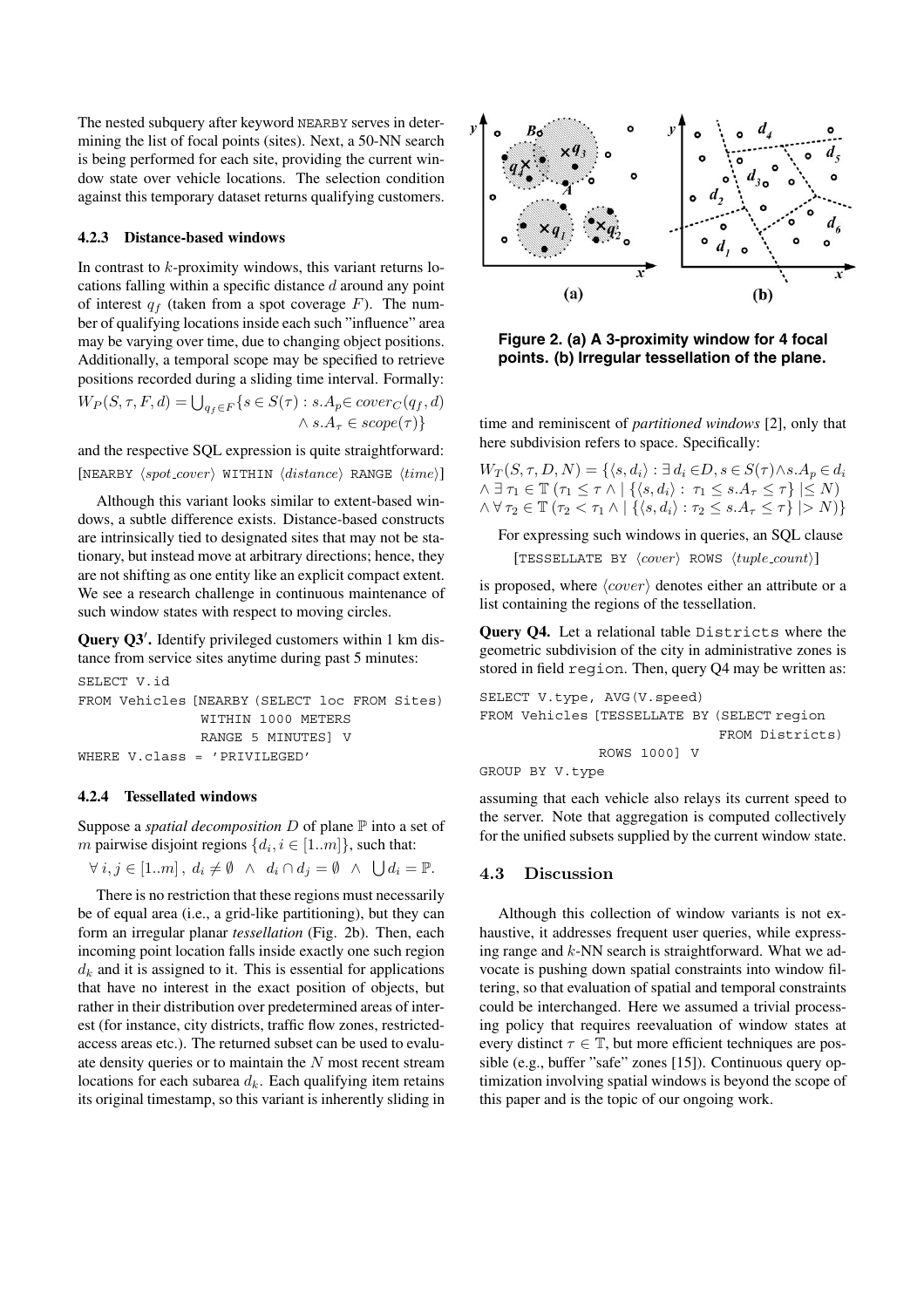The nested subquery after keyword NEARBY serves in determining the list of focal points (sites). Next, a 50-NN search is being performed for each site, providing the current window state over vehicle locations. The selection condition against this temporary dataset returns qualifying customers.

#### 4.2.3 Distance-based windows

In contrast to $k$-proximity windows, this variant returns locations falling within a specific distance $d$ around any point of interest $q_f$ (taken from a spot coverage $F$). The number of qualifying locations inside each such "influence" area may be varying over time, due to changing object positions. Additionally, a temporal scope may be specified to retrieve positions recorded during a sliding time interval. Formally:

$$W_P(S,\tau,F,d) = \bigcup_{q_f \in F} \{ s \in S(\tau) : s.A_p \in cover_C(q_f,d) \wedge s.A_\tau \in scope(\tau) \}$$

and the respective SQL expression is quite straightforward: [NEARBY ⟨*spot_cover*⟩ WITHIN ⟨*distance*⟩ RANGE ⟨*time*⟩]

Although this variant looks similar to extent-based windows, a subtle difference exists. Distance-based constructs are intrinsically tied to designated sites that may not be stationary, but instead move at arbitrary directions; hence, they are not shifting as one entity like an explicit compact extent. We see a research challenge in continuous maintenance of such window states with respect to moving circles.

**Query Q3′.** Identify privileged customers within 1 km distance from service sites anytime during past 5 minutes:

```
SELECT V.id
FROM Vehicles [NEARBY (SELECT loc FROM Sites)
               WITHIN 1000 METERS
               RANGE 5 MINUTES] V
WHERE V.class = 'PRIVILEGED'
```

#### 4.2.4 Tessellated windows

Suppose a *spatial decomposition* $D$ of plane $\mathbb{P}$ into a set of $m$ pairwise disjoint regions $\{d_i, i \in [1..m]\}$, such that:

$$\forall\, i,j \in [1..m],\ d_i \neq \emptyset \ \wedge\ d_i \cap d_j = \emptyset \ \wedge\ \bigcup d_i = \mathbb{P}.$$

There is no restriction that these regions must necessarily be of equal area (i.e., a grid-like partitioning), but they can form an irregular planar *tessellation* (Fig. 2b). Then, each incoming point location falls inside exactly one such region $d_k$ and it is assigned to it. This is essential for applications that have no interest in the exact position of objects, but rather in their distribution over predetermined areas of interest (for instance, city districts, traffic flow zones, restricted-access areas etc.). The returned subset can be used to evaluate density queries or to maintain the $N$ most recent stream locations for each subarea $d_k$. Each qualifying item retains its original timestamp, so this variant is inherently sliding in time and reminiscent of *partitioned windows* [2], only that here subdivision refers to space. Specifically:

$$W_T(S,\tau,D,N) = \{ \langle s, d_i \rangle : \exists\, d_i \in D, s \in S(\tau) \wedge s.A_p \in d_i \wedge \exists\, \tau_1 \in \mathbb{T}\ (\tau_1 \leq \tau \wedge |\, \{ \langle s, d_i \rangle :\ \tau_1 \leq s.A_\tau \leq \tau \} \,| \leq N) \wedge \forall\, \tau_2 \in \mathbb{T}\ (\tau_2 < \tau_1 \wedge |\, \{ \langle s, d_i \rangle : \tau_2 \leq s.A_\tau \leq \tau \} \,| > N) \}$$

Figure 2. (a) A 3-proximity window for 4 focal points. (b) Irregular tessellation of the plane.

For expressing such windows in queries, an SQL clause

[TESSELLATE BY ⟨*cover*⟩ ROWS ⟨*tuple_count*⟩]

is proposed, where ⟨*cover*⟩ denotes either an attribute or a list containing the regions of the tessellation.

**Query Q4.** Let a relational table Districts where the geometric subdivision of the city in administrative zones is stored in field region. Then, query Q4 may be written as:

```
SELECT V.type, AVG(V.speed)
FROM Vehicles [TESSELLATE BY (SELECT region
                              FROM Districts)
           ROWS 1000] V
GROUP BY V.type
```

assuming that each vehicle also relays its current speed to the server. Note that aggregation is computed collectively for the unified subsets supplied by the current window state.

### 4.3 Discussion

Although this collection of window variants is not exhaustive, it addresses frequent user queries, while expressing range and $k$-NN search is straightforward. What we advocate is pushing down spatial constraints into window filtering, so that evaluation of spatial and temporal constraints could be interchanged. Here we assumed a trivial processing policy that requires reevaluation of window states at every distinct $\tau \in \mathbb{T}$, but more efficient techniques are possible (e.g., buffer "safe" zones [15]). Continuous query optimization involving spatial windows is beyond the scope of this paper and is the topic of our ongoing work.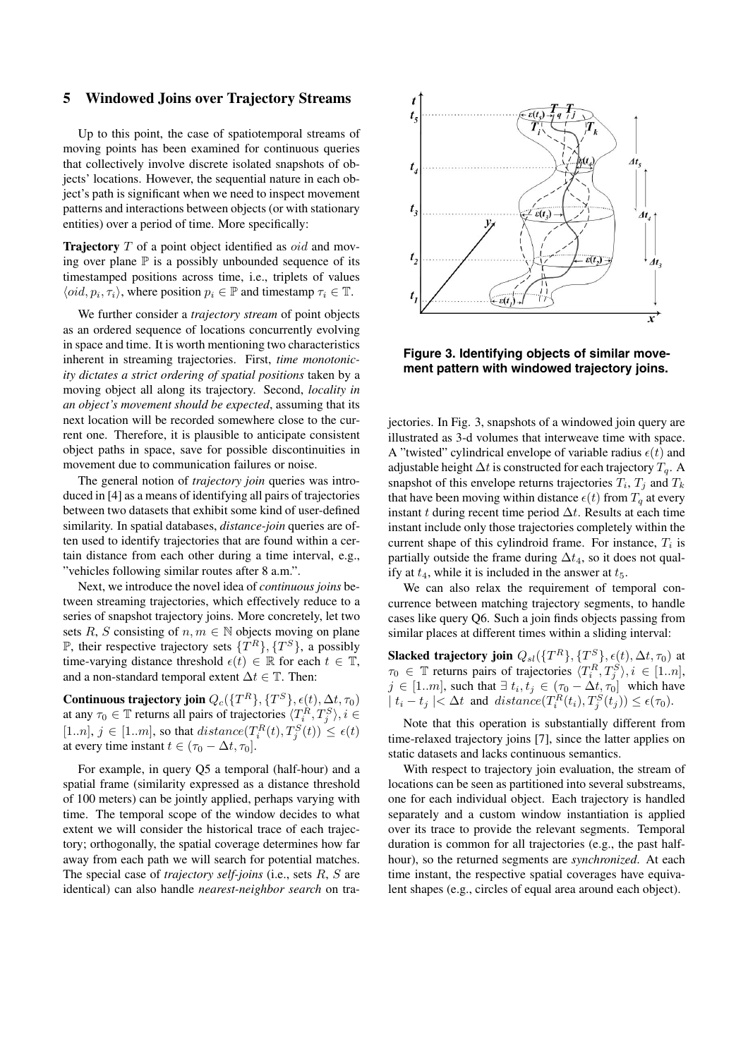## 5 Windowed Joins over Trajectory Streams

Up to this point, the case of spatiotemporal streams of moving points has been examined for continuous queries that collectively involve discrete isolated snapshots of objects' locations. However, the sequential nature in each object's path is significant when we need to inspect movement patterns and interactions between objects (or with stationary entities) over a period of time. More specifically:

**Trajectory** $T$ of a point object identified as $oid$ and moving over plane $\mathbb{P}$ is a possibly unbounded sequence of its timestamped positions across time, i.e., triplets of values $\langle oid, p_i, \tau_i \rangle$, where position $p_i \in \mathbb{P}$ and timestamp $\tau_i \in \mathbb{T}$.

We further consider a *trajectory stream* of point objects as an ordered sequence of locations concurrently evolving in space and time. It is worth mentioning two characteristics inherent in streaming trajectories. First, *time monotonicity dictates a strict ordering of spatial positions* taken by a moving object all along its trajectory. Second, *locality in an object's movement should be expected*, assuming that its next location will be recorded somewhere close to the current one. Therefore, it is plausible to anticipate consistent object paths in space, save for possible discontinuities in movement due to communication failures or noise.

The general notion of *trajectory join* queries was introduced in [4] as a means of identifying all pairs of trajectories between two datasets that exhibit some kind of user-defined similarity. In spatial databases, *distance-join* queries are often used to identify trajectories that are found within a certain distance from each other during a time interval, e.g., "vehicles following similar routes after 8 a.m.".

Next, we introduce the novel idea of *continuous joins* between streaming trajectories, which effectively reduce to a series of snapshot trajectory joins. More concretely, let two sets $R$, $S$ consisting of $n, m \in \mathbb{N}$ objects moving on plane $\mathbb{P}$, their respective trajectory sets $\{T^R\}, \{T^S\}$, a possibly time-varying distance threshold $\epsilon(t) \in \mathbb{R}$ for each $t \in \mathbb{T}$, and a non-standard temporal extent $\Delta t \in \mathbb{T}$. Then:

**Continuous trajectory join** $Q_c(\{T^R\}, \{T^S\}, \epsilon(t), \Delta t, \tau_0)$ at any $\tau_0 \in \mathbb{T}$ returns all pairs of trajectories $\langle T_i^R, T_j^S \rangle, i \in [1..n], j \in [1..m]$, so that $distance(T_i^R(t), T_j^S(t)) \leq \epsilon(t)$ at every time instant $t \in (\tau_0 - \Delta t, \tau_0]$.

For example, in query Q5 a temporal (half-hour) and a spatial frame (similarity expressed as a distance threshold of 100 meters) can be jointly applied, perhaps varying with time. The temporal scope of the window decides to what extent we will consider the historical trace of each trajectory; orthogonally, the spatial coverage determines how far away from each path we will search for potential matches. The special case of *trajectory self-joins* (i.e., sets $R$, $S$ are identical) can also handle *nearest-neighbor search* on trajectories. In Fig. 3, snapshots of a windowed join query are illustrated as 3-d volumes that interweave time with space. A "twisted" cylindrical envelope of variable radius $\epsilon(t)$ and adjustable height $\Delta t$ is constructed for each trajectory $T_q$. A snapshot of this envelope returns trajectories $T_i$, $T_j$ and $T_k$ that have been moving within distance $\epsilon(t)$ from $T_q$ at every instant $t$ during recent time period $\Delta t$. Results at each time instant include only those trajectories completely within the current shape of this cylindroid frame. For instance, $T_i$ is partially outside the frame during $\Delta t_4$, so it does not qualify at $t_4$, while it is included in the answer at $t_5$.

**Figure 3. Identifying objects of similar movement pattern with windowed trajectory joins.**

We can also relax the requirement of temporal concurrence between matching trajectory segments, to handle cases like query Q6. Such a join finds objects passing from similar places at different times within a sliding interval:

**Slacked trajectory join** $Q_{sl}(\{T^R\}, \{T^S\}, \epsilon(t), \Delta t, \tau_0)$ at $\tau_0 \in \mathbb{T}$ returns pairs of trajectories $\langle T_i^R, T_j^S \rangle, i \in [1..n], j \in [1..m]$, such that $\exists\ t_i, t_j \in (\tau_0 - \Delta t, \tau_0]$ which have $| t_i - t_j | < \Delta t$ and $distance(T_i^R(t_i), T_j^S(t_j)) \leq \epsilon(\tau_0)$.

Note that this operation is substantially different from time-relaxed trajectory joins [7], since the latter applies on static datasets and lacks continuous semantics.

With respect to trajectory join evaluation, the stream of locations can be seen as partitioned into several substreams, one for each individual object. Each trajectory is handled separately and a custom window instantiation is applied over its trace to provide the relevant segments. Temporal duration is common for all trajectories (e.g., the past half-hour), so the returned segments are *synchronized*. At each time instant, the respective spatial coverages have equivalent shapes (e.g., circles of equal area around each object).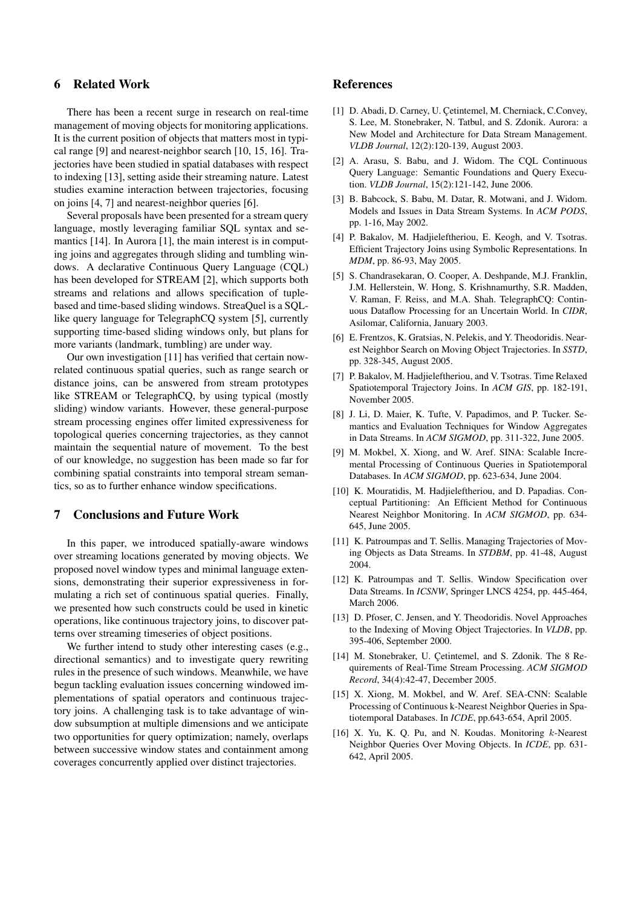## 6 Related Work

There has been a recent surge in research on real-time management of moving objects for monitoring applications. It is the current position of objects that matters most in typical range [9] and nearest-neighbor search [10, 15, 16]. Trajectories have been studied in spatial databases with respect to indexing [13], setting aside their streaming nature. Latest studies examine interaction between trajectories, focusing on joins [4, 7] and nearest-neighbor queries [6].

Several proposals have been presented for a stream query language, mostly leveraging familiar SQL syntax and semantics [14]. In Aurora [1], the main interest is in computing joins and aggregates through sliding and tumbling windows. A declarative Continuous Query Language (CQL) has been developed for STREAM [2], which supports both streams and relations and allows specification of tuple-based and time-based sliding windows. StreaQuel is a SQL-like query language for TelegraphCQ system [5], currently supporting time-based sliding windows only, but plans for more variants (landmark, tumbling) are under way.

Our own investigation [11] has verified that certain now-related continuous spatial queries, such as range search or distance joins, can be answered from stream prototypes like STREAM or TelegraphCQ, by using typical (mostly sliding) window variants. However, these general-purpose stream processing engines offer limited expressiveness for topological queries concerning trajectories, as they cannot maintain the sequential nature of movement. To the best of our knowledge, no suggestion has been made so far for combining spatial constraints into temporal stream semantics, so as to further enhance window specifications.

## 7 Conclusions and Future Work

In this paper, we introduced spatially-aware windows over streaming locations generated by moving objects. We proposed novel window types and minimal language extensions, demonstrating their superior expressiveness in formulating a rich set of continuous spatial queries. Finally, we presented how such constructs could be used in kinetic operations, like continuous trajectory joins, to discover patterns over streaming timeseries of object positions.

We further intend to study other interesting cases (e.g., directional semantics) and to investigate query rewriting rules in the presence of such windows. Meanwhile, we have begun tackling evaluation issues concerning windowed implementations of spatial operators and continuous trajectory joins. A challenging task is to take advantage of window subsumption at multiple dimensions and we anticipate two opportunities for query optimization; namely, overlaps between successive window states and containment among coverages concurrently applied over distinct trajectories.

## References

[1] D. Abadi, D. Carney, U. Çetintemel, M. Cherniack, C.Convey, S. Lee, M. Stonebraker, N. Tatbul, and S. Zdonik. Aurora: a New Model and Architecture for Data Stream Management. *VLDB Journal*, 12(2):120-139, August 2003.

[2] A. Arasu, S. Babu, and J. Widom. The CQL Continuous Query Language: Semantic Foundations and Query Execution. *VLDB Journal*, 15(2):121-142, June 2006.

[3] B. Babcock, S. Babu, M. Datar, R. Motwani, and J. Widom. Models and Issues in Data Stream Systems. In *ACM PODS*, pp. 1-16, May 2002.

[4] P. Bakalov, M. Hadjieleftheriou, E. Keogh, and V. Tsotras. Efficient Trajectory Joins using Symbolic Representations. In *MDM*, pp. 86-93, May 2005.

[5] S. Chandrasekaran, O. Cooper, A. Deshpande, M.J. Franklin, J.M. Hellerstein, W. Hong, S. Krishnamurthy, S.R. Madden, V. Raman, F. Reiss, and M.A. Shah. TelegraphCQ: Continuous Dataflow Processing for an Uncertain World. In *CIDR*, Asilomar, California, January 2003.

[6] E. Frentzos, K. Gratsias, N. Pelekis, and Y. Theodoridis. Nearest Neighbor Search on Moving Object Trajectories. In *SSTD*, pp. 328-345, August 2005.

[7] P. Bakalov, M. Hadjieleftheriou, and V. Tsotras. Time Relaxed Spatiotemporal Trajectory Joins. In *ACM GIS*, pp. 182-191, November 2005.

[8] J. Li, D. Maier, K. Tufte, V. Papadimos, and P. Tucker. Semantics and Evaluation Techniques for Window Aggregates in Data Streams. In *ACM SIGMOD*, pp. 311-322, June 2005.

[9] M. Mokbel, X. Xiong, and W. Aref. SINA: Scalable Incremental Processing of Continuous Queries in Spatiotemporal Databases. In *ACM SIGMOD*, pp. 623-634, June 2004.

[10] K. Mouratidis, M. Hadjieleftheriou, and D. Papadias. Conceptual Partitioning: An Efficient Method for Continuous Nearest Neighbor Monitoring. In *ACM SIGMOD*, pp. 634-645, June 2005.

[11] K. Patroumpas and T. Sellis. Managing Trajectories of Moving Objects as Data Streams. In *STDBM*, pp. 41-48, August 2004.

[12] K. Patroumpas and T. Sellis. Window Specification over Data Streams. In *ICSNW*, Springer LNCS 4254, pp. 445-464, March 2006.

[13] D. Pfoser, C. Jensen, and Y. Theodoridis. Novel Approaches to the Indexing of Moving Object Trajectories. In *VLDB*, pp. 395-406, September 2000.

[14] M. Stonebraker, U. Çetintemel, and S. Zdonik. The 8 Requirements of Real-Time Stream Processing. *ACM SIGMOD Record*, 34(4):42-47, December 2005.

[15] X. Xiong, M. Mokbel, and W. Aref. SEA-CNN: Scalable Processing of Continuous k-Nearest Neighbor Queries in Spatiotemporal Databases. In *ICDE*, pp.643-654, April 2005.

[16] X. Yu, K. Q. Pu, and N. Koudas. Monitoring $k$-Nearest Neighbor Queries Over Moving Objects. In *ICDE*, pp. 631-642, April 2005.